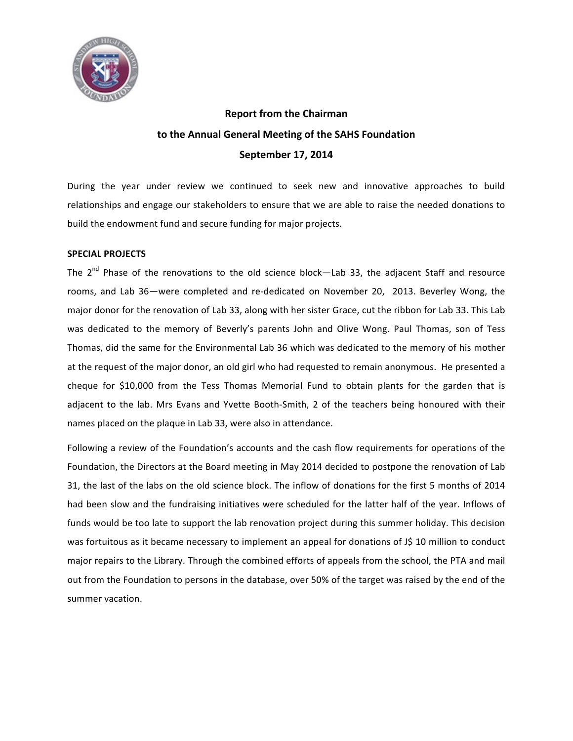**Report from the Chairman**

**to the Annual General Meeting of the SAHS Foundation**

**September 17, 2014**

During the year under review we continued to seek new and innovative approaches to build relationships and engage our stakeholders to ensure that we are able to raise the needed donations to build the endowment fund and secure funding for major projects.

**SPECIAL PROJECTS**

The 2nd Phase of the renovations to the old science block—Lab 33, the adjacent Staff and resource rooms, and Lab 36—were completed and re-dedicated on November 20, 2013. Beverley Wong, the major donor for the renovation of Lab 33, along with her sister Grace, cut the ribbon for Lab 33. This Lab was dedicated to the memory of Beverly's parents John and Olive Wong. Paul Thomas, son of Tess Thomas, did the same for the Environmental Lab 36 which was dedicated to the memory of his mother at the request of the major donor, an old girl who had requested to remain anonymous. He presented a cheque for $10,000 from the Tess Thomas Memorial Fund to obtain plants for the garden that is adjacent to the lab. Mrs Evans and Yvette Booth-Smith, 2 of the teachers being honoured with their names placed on the plaque in Lab 33, were also in attendance.

Following a review of the Foundation's accounts and the cash flow requirements for operations of the Foundation, the Directors at the Board meeting in May 2014 decided to postpone the renovation of Lab 31, the last of the labs on the old science block. The inflow of donations for the first 5 months of 2014 had been slow and the fundraising initiatives were scheduled for the latter half of the year. Inflows of funds would be too late to support the lab renovation project during this summer holiday. This decision was fortuitous as it became necessary to implement an appeal for donations of J$ 10 million to conduct major repairs to the Library. Through the combined efforts of appeals from the school, the PTA and mail out from the Foundation to persons in the database, over 50% of the target was raised by the end of the summer vacation.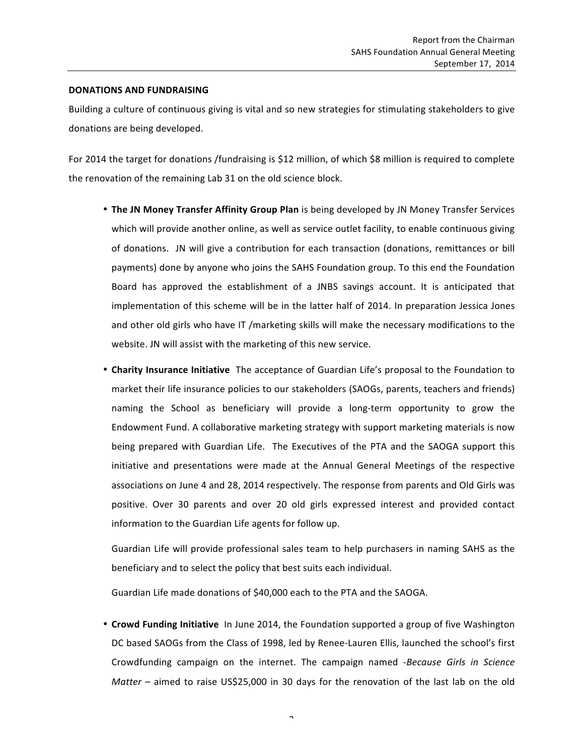**DONATIONS AND FUNDRAISING**

Building a culture of continuous giving is vital and so new strategies for stimulating stakeholders to give donations are being developed.

For 2014 the target for donations /fundraising is $12 million, of which $8 million is required to complete the renovation of the remaining Lab 31 on the old science block.

- **The JN Money Transfer Affinity Group Plan** is being developed by JN Money Transfer Services which will provide another online, as well as service outlet facility, to enable continuous giving of donations. JN will give a contribution for each transaction (donations, remittances or bill payments) done by anyone who joins the SAHS Foundation group. To this end the Foundation Board has approved the establishment of a JNBS savings account. It is anticipated that implementation of this scheme will be in the latter half of 2014. In preparation Jessica Jones and other old girls who have IT /marketing skills will make the necessary modifications to the website. JN will assist with the marketing of this new service.

- **Charity Insurance Initiative** The acceptance of Guardian Life's proposal to the Foundation to market their life insurance policies to our stakeholders (SAOGs, parents, teachers and friends) naming the School as beneficiary will provide a long-term opportunity to grow the Endowment Fund. A collaborative marketing strategy with support marketing materials is now being prepared with Guardian Life. The Executives of the PTA and the SAOGA support this initiative and presentations were made at the Annual General Meetings of the respective associations on June 4 and 28, 2014 respectively. The response from parents and Old Girls was positive. Over 30 parents and over 20 old girls expressed interest and provided contact information to the Guardian Life agents for follow up.

  Guardian Life will provide professional sales team to help purchasers in naming SAHS as the beneficiary and to select the policy that best suits each individual.

  Guardian Life made donations of $40,000 each to the PTA and the SAOGA.

- **Crowd Funding Initiative** In June 2014, the Foundation supported a group of five Washington DC based SAOGs from the Class of 1998, led by Renee-Lauren Ellis, launched the school's first Crowdfunding campaign on the internet. The campaign named -*Because Girls in Science Matter* – aimed to raise US$25,000 in 30 days for the renovation of the last lab on the old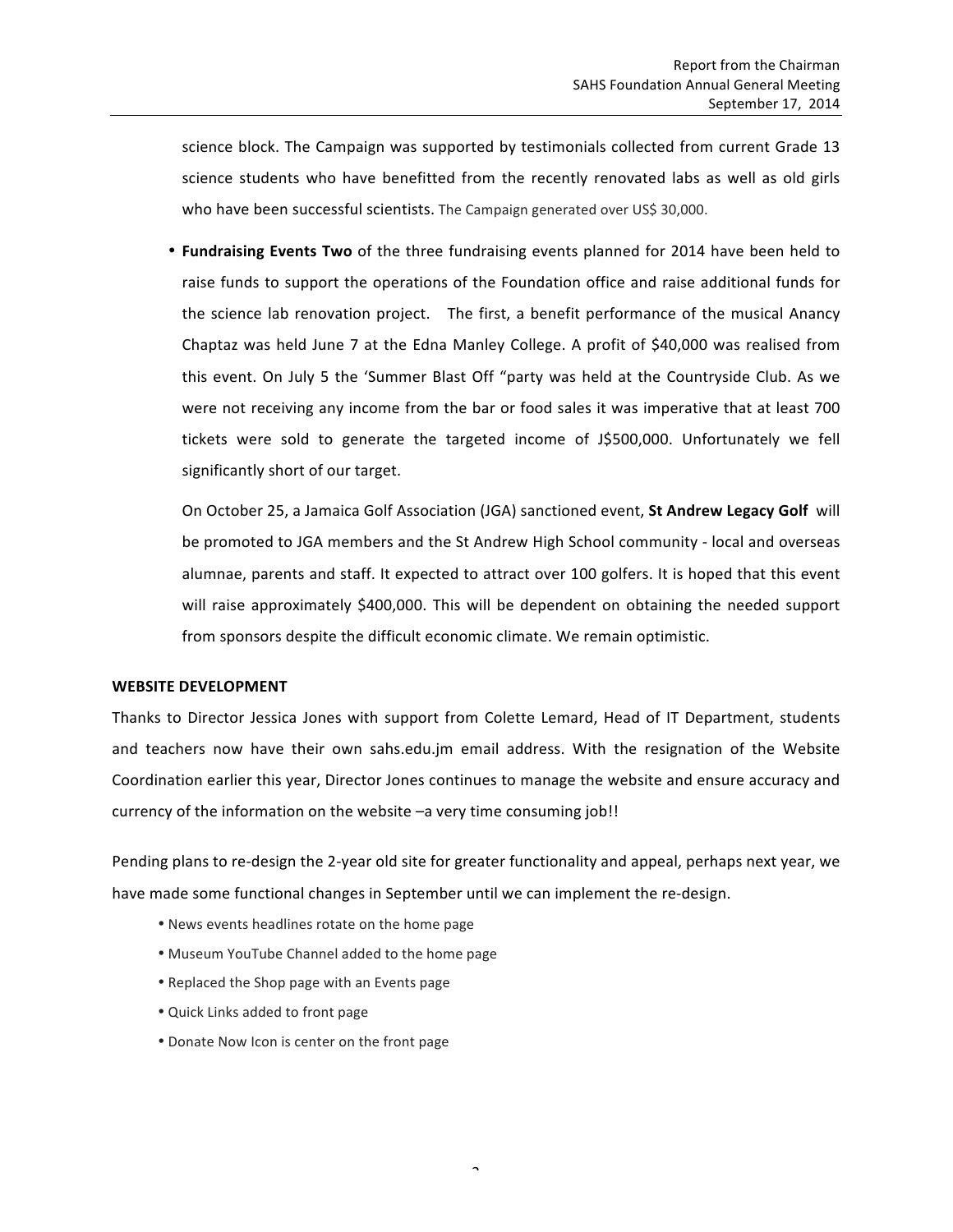science block. The Campaign was supported by testimonials collected from current Grade 13 science students who have benefitted from the recently renovated labs as well as old girls who have been successful scientists. The Campaign generated over US$ 30,000.

- **Fundraising Events Two** of the three fundraising events planned for 2014 have been held to raise funds to support the operations of the Foundation office and raise additional funds for the science lab renovation project. The first, a benefit performance of the musical Anancy Chaptaz was held June 7 at the Edna Manley College. A profit of $40,000 was realised from this event. On July 5 the 'Summer Blast Off "party was held at the Countryside Club. As we were not receiving any income from the bar or food sales it was imperative that at least 700 tickets were sold to generate the targeted income of J$500,000. Unfortunately we fell significantly short of our target.

  On October 25, a Jamaica Golf Association (JGA) sanctioned event, **St Andrew Legacy Golf** will be promoted to JGA members and the St Andrew High School community - local and overseas alumnae, parents and staff. It expected to attract over 100 golfers. It is hoped that this event will raise approximately $400,000. This will be dependent on obtaining the needed support from sponsors despite the difficult economic climate. We remain optimistic.

**WEBSITE DEVELOPMENT**

Thanks to Director Jessica Jones with support from Colette Lemard, Head of IT Department, students and teachers now have their own sahs.edu.jm email address. With the resignation of the Website Coordination earlier this year, Director Jones continues to manage the website and ensure accuracy and currency of the information on the website –a very time consuming job!!

Pending plans to re-design the 2-year old site for greater functionality and appeal, perhaps next year, we have made some functional changes in September until we can implement the re-design.

- News events headlines rotate on the home page
- Museum YouTube Channel added to the home page
- Replaced the Shop page with an Events page
- Quick Links added to front page
- Donate Now Icon is center on the front page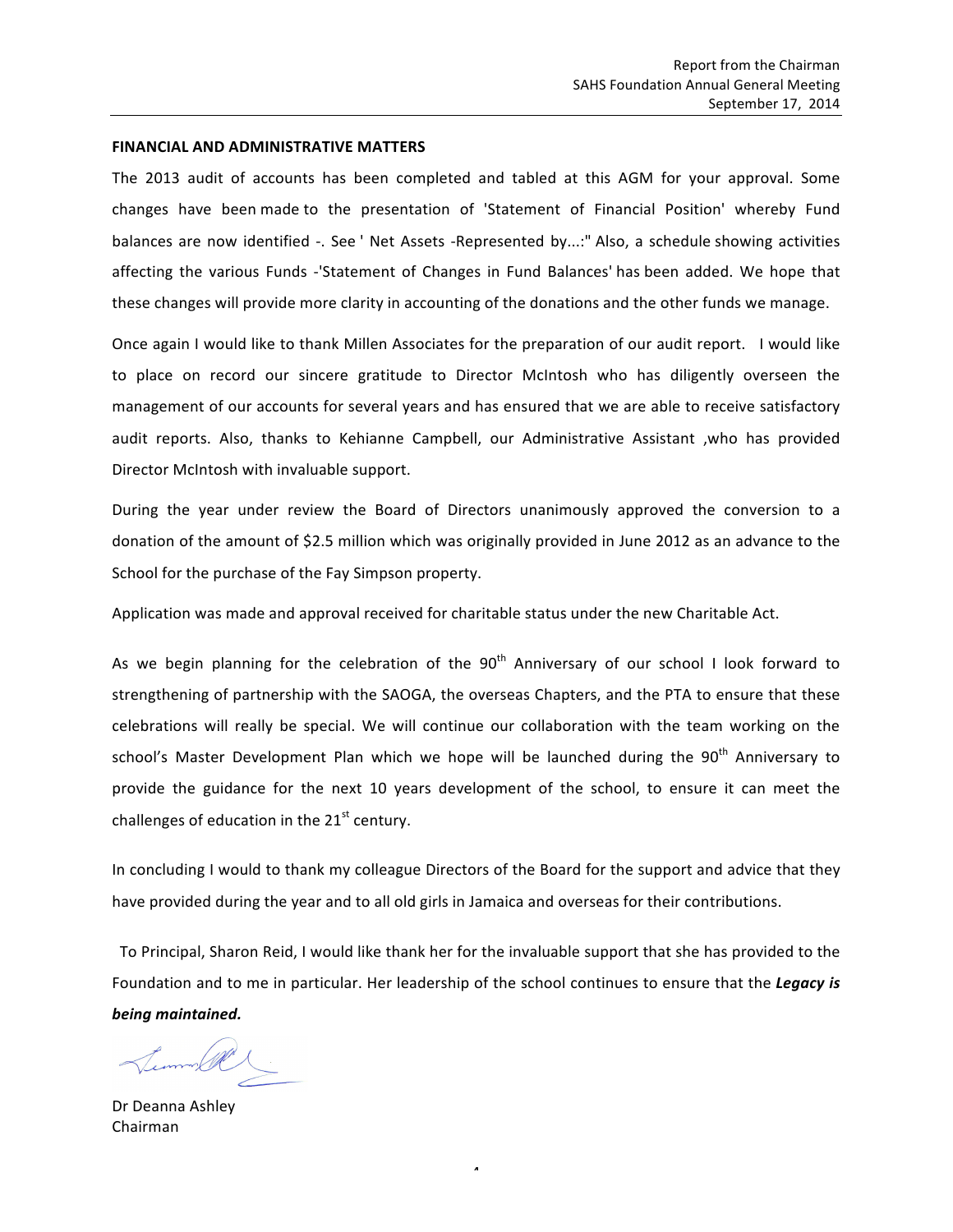**FINANCIAL AND ADMINISTRATIVE MATTERS**

The 2013 audit of accounts has been completed and tabled at this AGM for your approval. Some changes have been made to the presentation of 'Statement of Financial Position' whereby Fund balances are now identified -. See ' Net Assets -Represented by...:" Also, a schedule showing activities affecting the various Funds -'Statement of Changes in Fund Balances' has been added. We hope that these changes will provide more clarity in accounting of the donations and the other funds we manage.

Once again I would like to thank Millen Associates for the preparation of our audit report. I would like to place on record our sincere gratitude to Director McIntosh who has diligently overseen the management of our accounts for several years and has ensured that we are able to receive satisfactory audit reports. Also, thanks to Kehianne Campbell, our Administrative Assistant ,who has provided Director McIntosh with invaluable support.

During the year under review the Board of Directors unanimously approved the conversion to a donation of the amount of $2.5 million which was originally provided in June 2012 as an advance to the School for the purchase of the Fay Simpson property.

Application was made and approval received for charitable status under the new Charitable Act.

As we begin planning for the celebration of the 90th Anniversary of our school I look forward to strengthening of partnership with the SAOGA, the overseas Chapters, and the PTA to ensure that these celebrations will really be special. We will continue our collaboration with the team working on the school's Master Development Plan which we hope will be launched during the 90th Anniversary to provide the guidance for the next 10 years development of the school, to ensure it can meet the challenges of education in the 21st century.

In concluding I would to thank my colleague Directors of the Board for the support and advice that they have provided during the year and to all old girls in Jamaica and overseas for their contributions.

To Principal, Sharon Reid, I would like thank her for the invaluable support that she has provided to the Foundation and to me in particular. Her leadership of the school continues to ensure that the ***Legacy is being maintained.***

Dr Deanna Ashley
Chairman